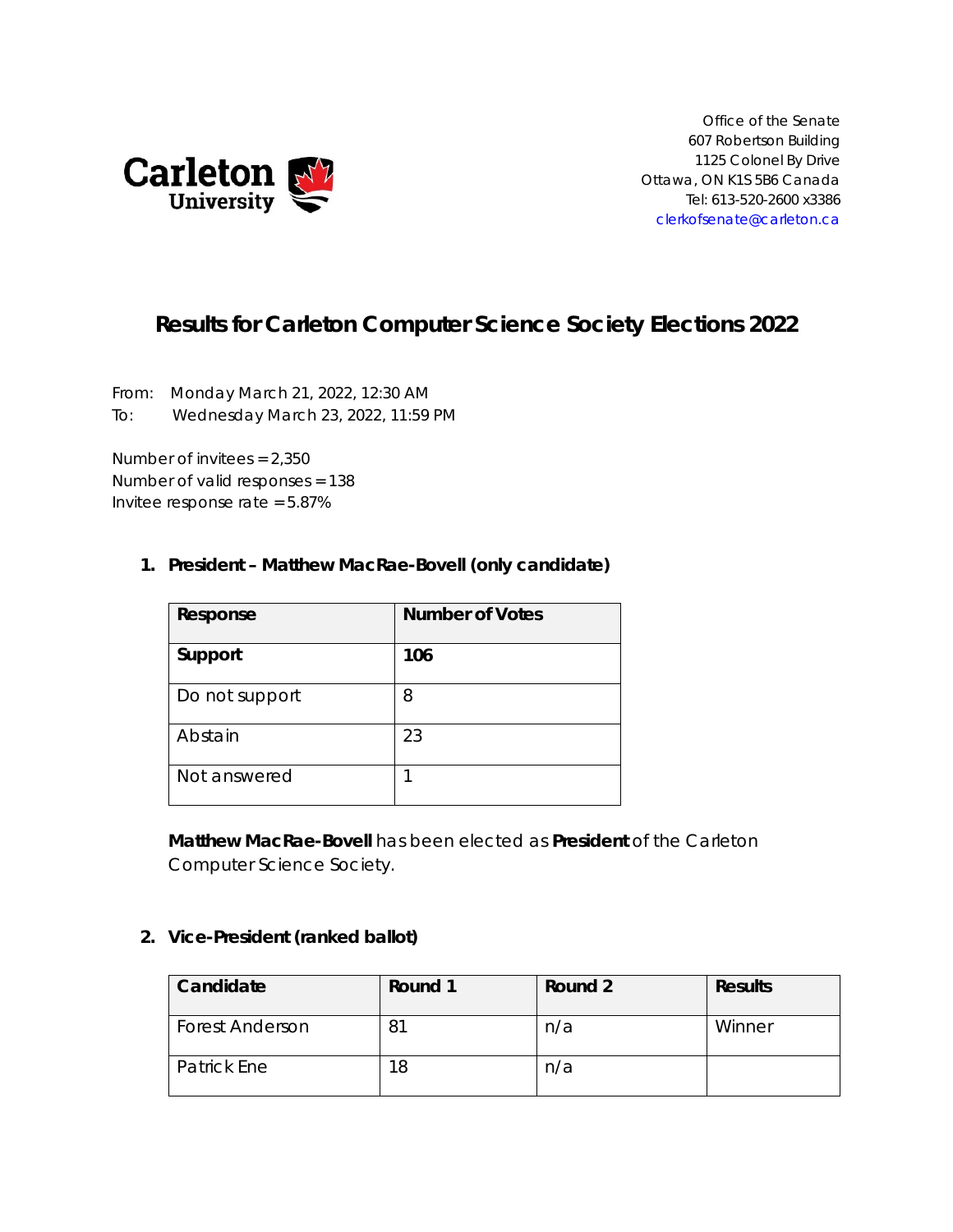Office of the Senate
607 Robertson Building
1125 Colonel By Drive
Ottawa, ON K1S 5B6 Canada
Tel: 613-520-2600 x3386
clerkofsenate@carleton.ca

# Results for Carleton Computer Science Society Elections 2022

From: Monday March 21, 2022, 12:30 AM
To: Wednesday March 23, 2022, 11:59 PM

Number of invitees = 2,350
Number of valid responses = 138
Invitee response rate = 5.87%

## 1. President – Matthew MacRae-Bovell (only candidate)

| Response | Number of Votes |
|---|---|
| **Support** | **106** |
| Do not support | 8 |
| Abstain | 23 |
| Not answered | 1 |

**Matthew MacRae-Bovell** has been elected as **President** of the Carleton Computer Science Society.

## 2. Vice-President (ranked ballot)

| Candidate | Round 1 | Round 2 | Results |
|---|---|---|---|
| Forest Anderson | 81 | n/a | Winner |
| Patrick Ene | 18 | n/a | |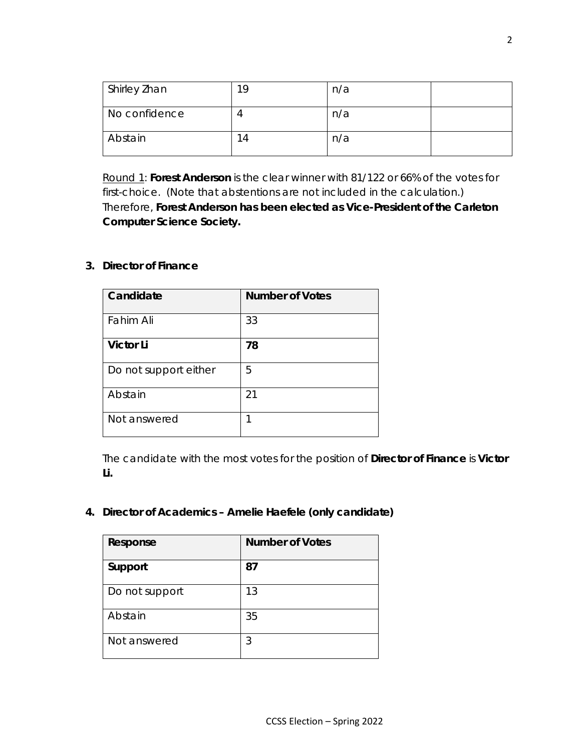| | | | |
|---|---|---|---|
| Shirley Zhan | 19 | n/a | |
| No confidence | 4 | n/a | |
| Abstain | 14 | n/a | |

Round 1: **Forest Anderson** is the clear winner with 81/122 or 66% of the votes for first-choice. (Note that abstentions are not included in the calculation.) Therefore, **Forest Anderson has been elected as Vice-President of the Carleton Computer Science Society.**

**3. Director of Finance**

| Candidate | Number of Votes |
|---|---|
| Fahim Ali | 33 |
| **Victor Li** | **78** |
| Do not support either | 5 |
| Abstain | 21 |
| Not answered | 1 |

The candidate with the most votes for the position of **Director of Finance** is **Victor Li.**

**4. Director of Academics – Amelie Haefele (only candidate)**

| Response | Number of Votes |
|---|---|
| **Support** | **87** |
| Do not support | 13 |
| Abstain | 35 |
| Not answered | 3 |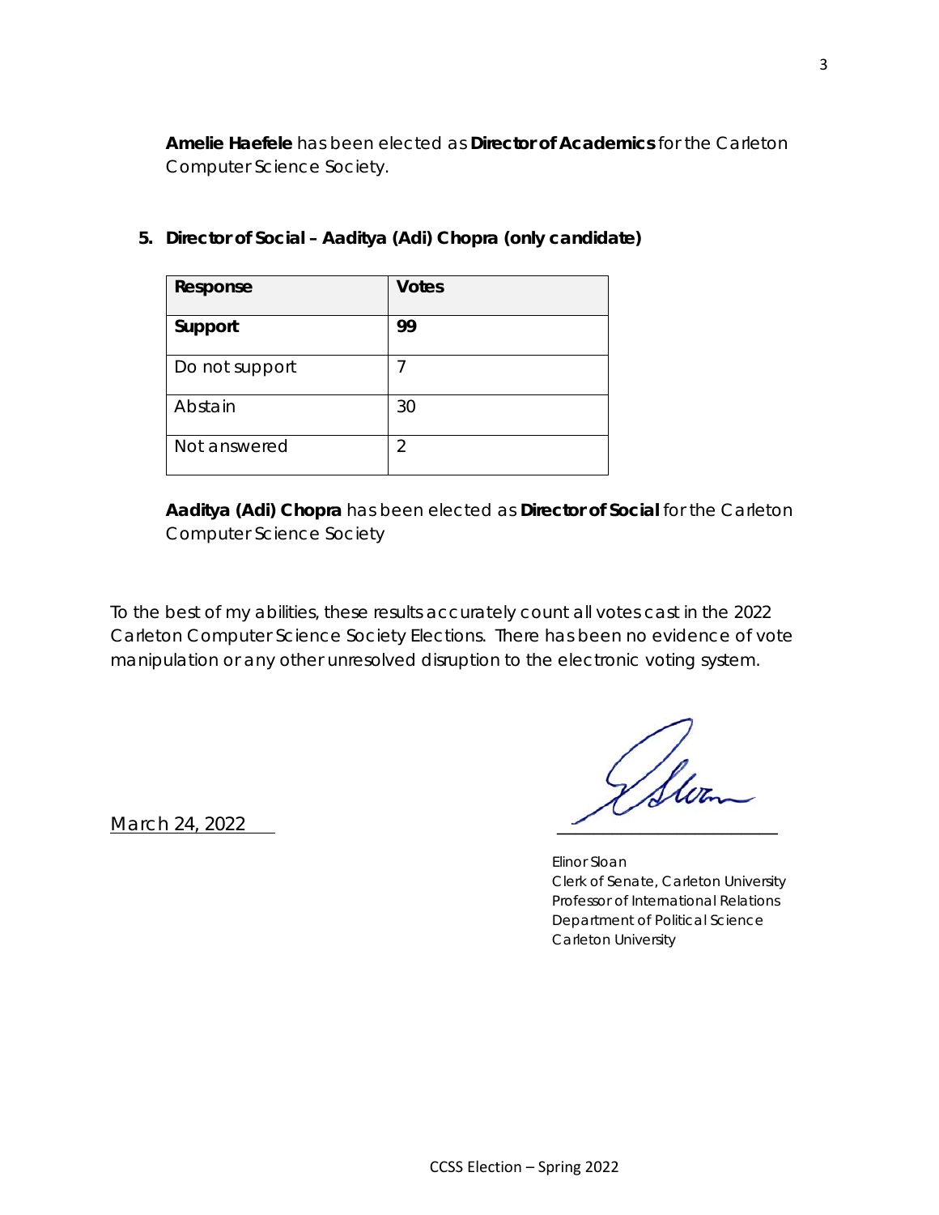**Amelie Haefele** has been elected as **Director of Academics** for the Carleton Computer Science Society.

**5. Director of Social – Aaditya (Adi) Chopra (only candidate)**

| Response | Votes |
|---|---|
| **Support** | **99** |
| Do not support | 7 |
| Abstain | 30 |
| Not answered | 2 |

**Aaditya (Adi) Chopra** has been elected as **Director of Social** for the Carleton Computer Science Society

To the best of my abilities, these results accurately count all votes cast in the 2022 Carleton Computer Science Society Elections. There has been no evidence of vote manipulation or any other unresolved disruption to the electronic voting system.

March 24, 2022

Elinor Sloan
Clerk of Senate, Carleton University
Professor of International Relations
Department of Political Science
Carleton University